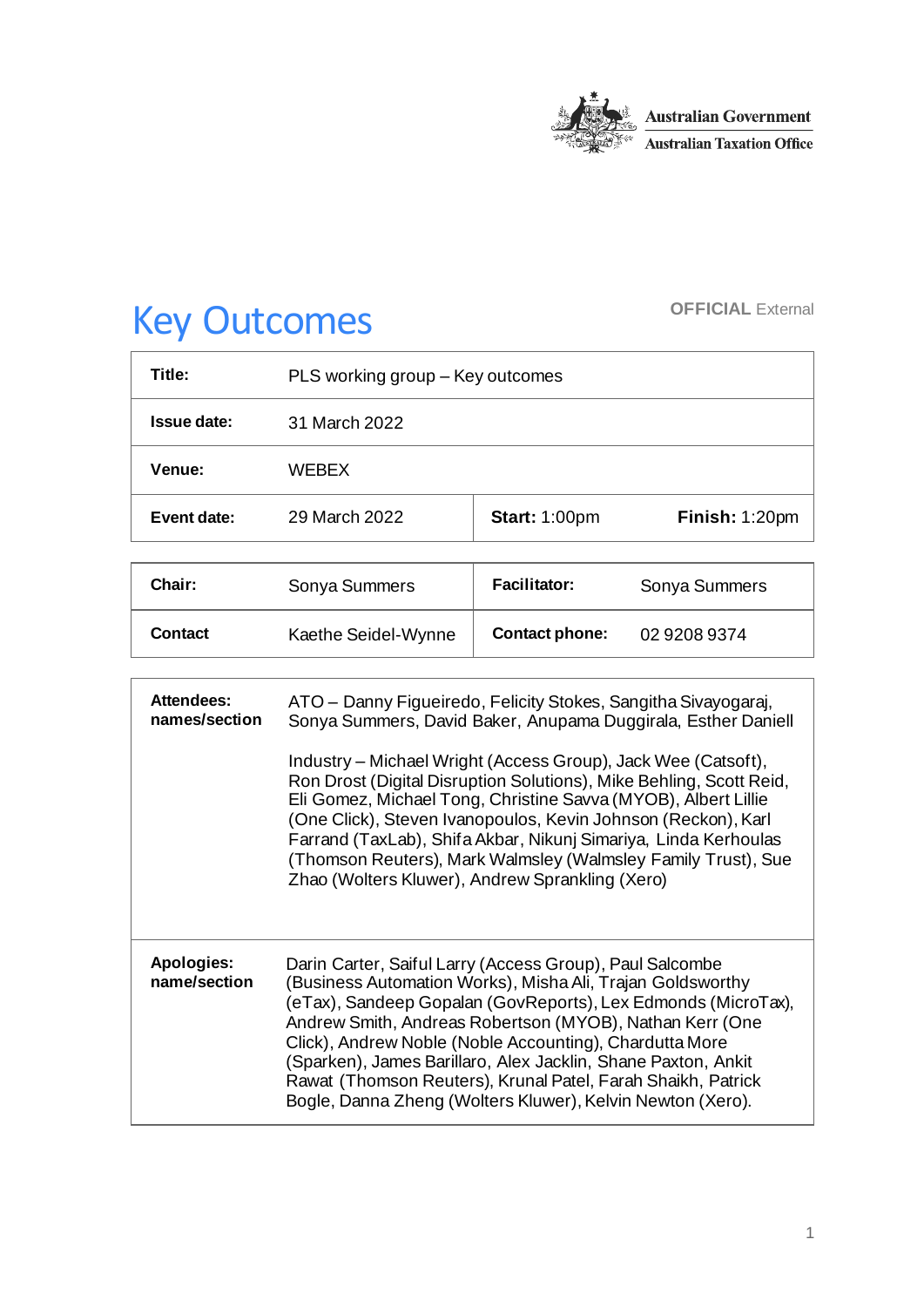Australian Government
Australian Taxation Office

# Key Outcomes

OFFICIAL External

| | | | |
|---|---|---|---|
| **Title:** | PLS working group – Key outcomes | | |
| **Issue date:** | 31 March 2022 | | |
| **Venue:** | WEBEX | | |
| **Event date:** | 29 March 2022 | **Start:** 1:00pm | **Finish:** 1:20pm |

| | | | |
|---|---|---|---|
| **Chair:** | Sonya Summers | **Facilitator:** | Sonya Summers |
| **Contact** | Kaethe Seidel-Wynne | **Contact phone:** | 02 9208 9374 |

| | |
|---|---|
| **Attendees: names/section** | ATO – Danny Figueiredo, Felicity Stokes, Sangitha Sivayogaraj, Sonya Summers, David Baker, Anupama Duggirala, Esther Daniell<br><br>Industry – Michael Wright (Access Group), Jack Wee (Catsoft), Ron Drost (Digital Disruption Solutions), Mike Behling, Scott Reid, Eli Gomez, Michael Tong, Christine Savva (MYOB), Albert Lillie (One Click), Steven Ivanopoulos, Kevin Johnson (Reckon), Karl Farrand (TaxLab), Shifa Akbar, Nikunj Simariya, Linda Kerhoulas (Thomson Reuters), Mark Walmsley (Walmsley Family Trust), Sue Zhao (Wolters Kluwer), Andrew Sprankling (Xero) |
| **Apologies: name/section** | Darin Carter, Saiful Larry (Access Group), Paul Salcombe (Business Automation Works), Misha Ali, Trajan Goldsworthy (eTax), Sandeep Gopalan (GovReports), Lex Edmonds (MicroTax), Andrew Smith, Andreas Robertson (MYOB), Nathan Kerr (One Click), Andrew Noble (Noble Accounting), Chardutta More (Sparken), James Barillaro, Alex Jacklin, Shane Paxton, Ankit Rawat (Thomson Reuters), Krunal Patel, Farah Shaikh, Patrick Bogle, Danna Zheng (Wolters Kluwer), Kelvin Newton (Xero). |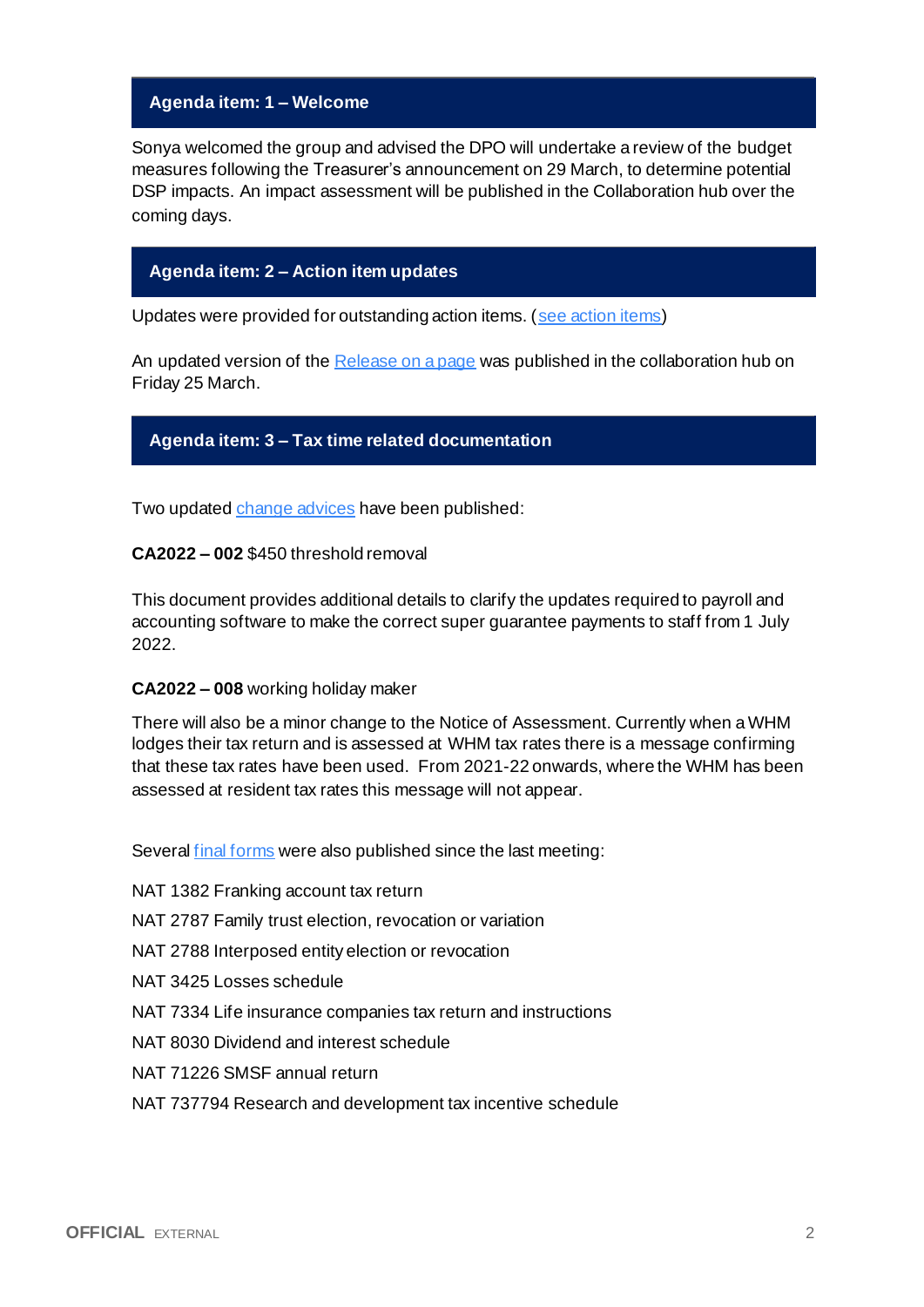## Agenda item: 1 – Welcome

Sonya welcomed the group and advised the DPO will undertake a review of the budget measures following the Treasurer's announcement on 29 March, to determine potential DSP impacts. An impact assessment will be published in the Collaboration hub over the coming days.

## Agenda item: 2 – Action item updates

Updates were provided for outstanding action items. (see action items)

An updated version of the Release on a page was published in the collaboration hub on Friday 25 March.

## Agenda item: 3 – Tax time related documentation

Two updated change advices have been published:

**CA2022 – 002** $450 threshold removal

This document provides additional details to clarify the updates required to payroll and accounting software to make the correct super guarantee payments to staff from 1 July 2022.

**CA2022 – 008** working holiday maker

There will also be a minor change to the Notice of Assessment. Currently when a WHM lodges their tax return and is assessed at WHM tax rates there is a message confirming that these tax rates have been used. From 2021-22 onwards, where the WHM has been assessed at resident tax rates this message will not appear.

Several final forms were also published since the last meeting:

NAT 1382 Franking account tax return

NAT 2787 Family trust election, revocation or variation

NAT 2788 Interposed entity election or revocation

NAT 3425 Losses schedule

NAT 7334 Life insurance companies tax return and instructions

NAT 8030 Dividend and interest schedule

NAT 71226 SMSF annual return

NAT 737794 Research and development tax incentive schedule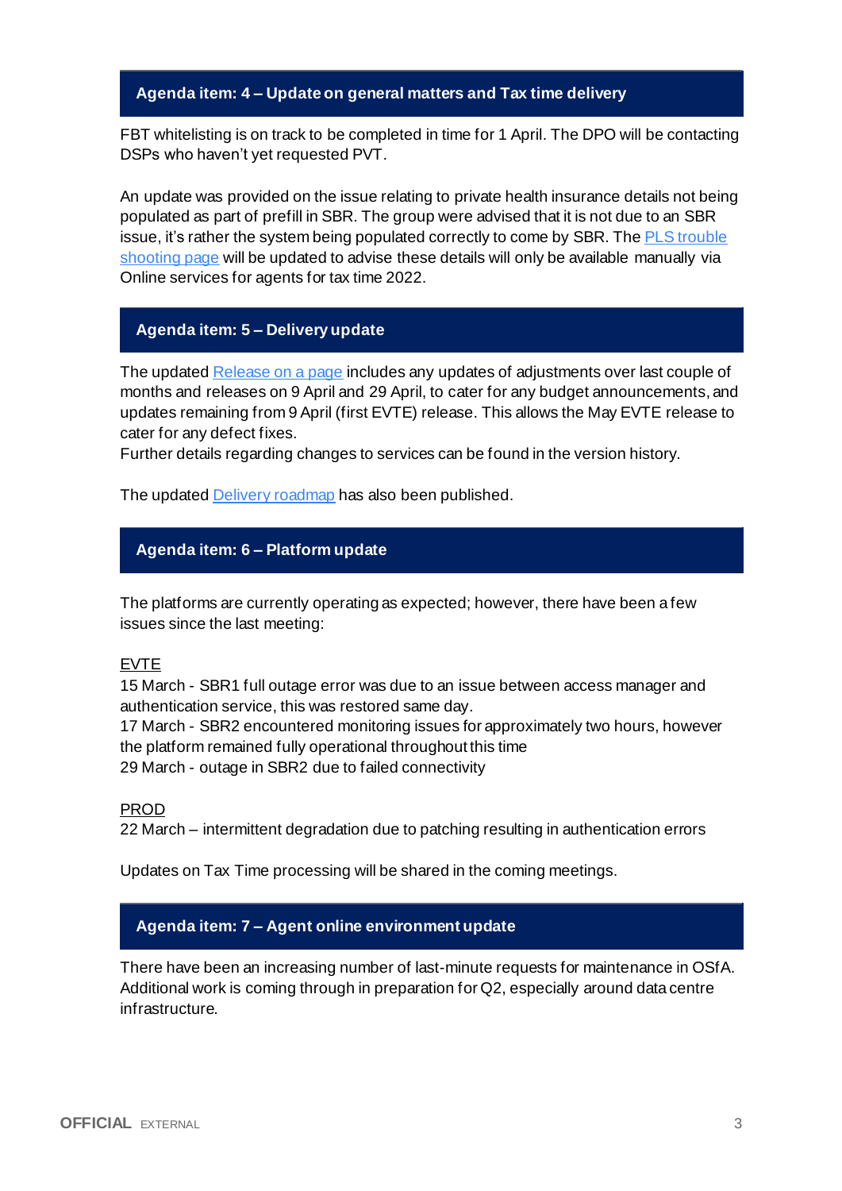## Agenda item: 4 – Update on general matters and Tax time delivery

FBT whitelisting is on track to be completed in time for 1 April. The DPO will be contacting DSPs who haven't yet requested PVT.

An update was provided on the issue relating to private health insurance details not being populated as part of prefill in SBR. The group were advised that it is not due to an SBR issue, it's rather the system being populated correctly to come by SBR. The PLS trouble shooting page will be updated to advise these details will only be available manually via Online services for agents for tax time 2022.

## Agenda item: 5 – Delivery update

The updated Release on a page includes any updates of adjustments over last couple of months and releases on 9 April and 29 April, to cater for any budget announcements, and updates remaining from 9 April (first EVTE) release. This allows the May EVTE release to cater for any defect fixes.
Further details regarding changes to services can be found in the version history.

The updated Delivery roadmap has also been published.

## Agenda item: 6 – Platform update

The platforms are currently operating as expected; however, there have been a few issues since the last meeting:

EVTE
15 March - SBR1 full outage error was due to an issue between access manager and authentication service, this was restored same day.
17 March - SBR2 encountered monitoring issues for approximately two hours, however the platform remained fully operational throughout this time
29 March - outage in SBR2 due to failed connectivity

PROD
22 March – intermittent degradation due to patching resulting in authentication errors

Updates on Tax Time processing will be shared in the coming meetings.

## Agenda item: 7 – Agent online environment update

There have been an increasing number of last-minute requests for maintenance in OSfA. Additional work is coming through in preparation for Q2, especially around data centre infrastructure.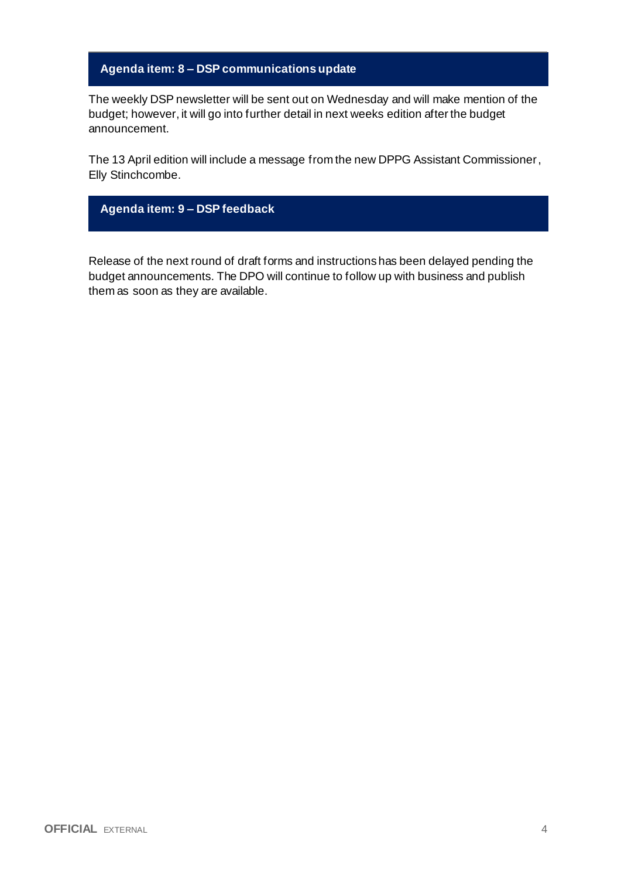## Agenda item: 8 – DSP communications update

The weekly DSP newsletter will be sent out on Wednesday and will make mention of the budget; however, it will go into further detail in next weeks edition after the budget announcement.

The 13 April edition will include a message from the new DPPG Assistant Commissioner, Elly Stinchcombe.

## Agenda item: 9 – DSP feedback

Release of the next round of draft forms and instructions has been delayed pending the budget announcements. The DPO will continue to follow up with business and publish them as soon as they are available.